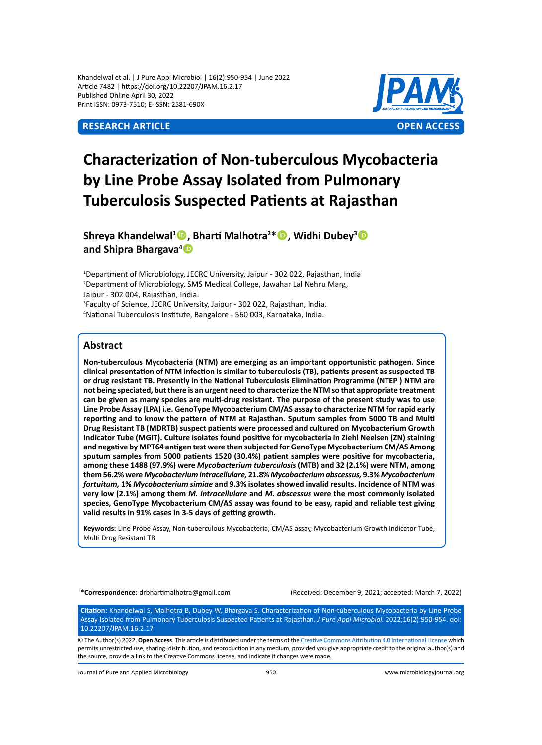Khandelwal et al. | J Pure Appl Microbiol | 16(2):950-954 | June 2022
Article 7482 | https://doi.org/10.22207/JPAM.16.2.17
Published Online April 30, 2022
Print ISSN: 0973-7510; E-ISSN: 2581-690X

**RESEARCH ARTICLE** **OPEN ACCESS**

# Characterization of Non-tuberculous Mycobacteria by Line Probe Assay Isolated from Pulmonary Tuberculosis Suspected Patients at Rajasthan

**Shreya Khandelwal[1], Bharti Malhotra[2]*, Widhi Dubey[3] and Shipra Bhargava[4]**

[1]Department of Microbiology, JECRC University, Jaipur - 302 022, Rajasthan, India
[2]Department of Microbiology, SMS Medical College, Jawahar Lal Nehru Marg, Jaipur - 302 004, Rajasthan, India.
[3]Faculty of Science, JECRC University, Jaipur - 302 022, Rajasthan, India.
[4]National Tuberculosis Institute, Bangalore - 560 003, Karnataka, India.

## Abstract

**Non-tuberculous Mycobacteria (NTM) are emerging as an important opportunistic pathogen. Since clinical presentation of NTM infection is similar to tuberculosis (TB), patients present as suspected TB or drug resistant TB. Presently in the National Tuberculosis Elimination Programme (NTEP ) NTM are not being speciated, but there is an urgent need to characterize the NTM so that appropriate treatment can be given as many species are multi-drug resistant. The purpose of the present study was to use Line Probe Assay (LPA) i.e. GenoType Mycobacterium CM/AS assay to characterize NTM for rapid early reporting and to know the pattern of NTM at Rajasthan. Sputum samples from 5000 TB and Multi Drug Resistant TB (MDRTB) suspect patients were processed and cultured on Mycobacterium Growth Indicator Tube (MGIT). Culture isolates found positive for mycobacteria in Ziehl Neelsen (ZN) staining and negative by MPT64 antigen test were then subjected for GenoType Mycobacterium CM/AS Among sputum samples from 5000 patients 1520 (30.4%) patient samples were positive for mycobacteria, among these 1488 (97.9%) were *Mycobacterium tuberculosis* (MTB) and 32 (2.1%) were NTM, among them 56.2% were *Mycobacterium intracellulare,* 21.8% *Mycobacterium abscessus,* 9.3% *Mycobacterium fortuitum,* 1% *Mycobacterium simiae* and 9.3% isolates showed invalid results. Incidence of NTM was very low (2.1%) among them *M. intracellulare* and *M. abscessus* were the most commonly isolated species, GenoType Mycobacterium CM/AS assay was found to be easy, rapid and reliable test giving valid results in 91% cases in 3-5 days of getting growth.**

**Keywords:** Line Probe Assay, Non-tuberculous Mycobacteria, CM/AS assay, Mycobacterium Growth Indicator Tube, Multi Drug Resistant TB

**\*Correspondence:** drbhartimalhotra@gmail.com (Received: December 9, 2021; accepted: March 7, 2022)

**Citation:** Khandelwal S, Malhotra B, Dubey W, Bhargava S. Characterization of Non-tuberculous Mycobacteria by Line Probe Assay Isolated from Pulmonary Tuberculosis Suspected Patients at Rajasthan. *J Pure Appl Microbiol.* 2022;16(2):950-954. doi: 10.22207/JPAM.16.2.17

© The Author(s) 2022. **Open Access**. This article is distributed under the terms of the Creative Commons Attribution 4.0 International License which permits unrestricted use, sharing, distribution, and reproduction in any medium, provided you give appropriate credit to the original author(s) and the source, provide a link to the Creative Commons license, and indicate if changes were made.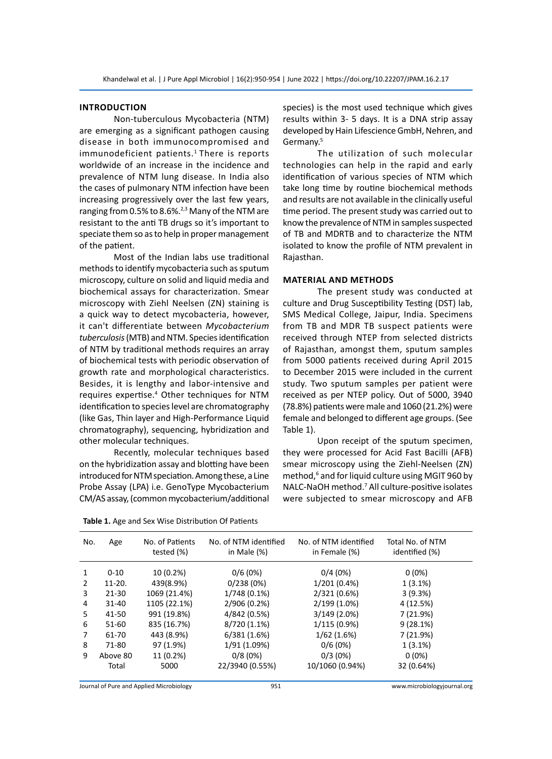## INTRODUCTION

Non-tuberculous Mycobacteria (NTM) are emerging as a significant pathogen causing disease in both immunocompromised and immunodeficient patients.[1] There is reports worldwide of an increase in the incidence and prevalence of NTM lung disease. In India also the cases of pulmonary NTM infection have been increasing progressively over the last few years, ranging from 0.5% to 8.6%.[2,3] Many of the NTM are resistant to the anti TB drugs so it's important to speciate them so as to help in proper management of the patient.

Most of the Indian labs use traditional methods to identify mycobacteria such as sputum microscopy, culture on solid and liquid media and biochemical assays for characterization. Smear microscopy with Ziehl Neelsen (ZN) staining is a quick way to detect mycobacteria, however, it can't differentiate between *Mycobacterium tuberculosis* (MTB) and NTM. Species identification of NTM by traditional methods requires an array of biochemical tests with periodic observation of growth rate and morphological characteristics. Besides, it is lengthy and labor-intensive and requires expertise.[4] Other techniques for NTM identification to species level are chromatography (like Gas, Thin layer and High-Performance Liquid chromatography), sequencing, hybridization and other molecular techniques.

Recently, molecular techniques based on the hybridization assay and blotting have been introduced for NTM speciation. Among these, a Line Probe Assay (LPA) i.e. GenoType Mycobacterium CM/AS assay, (common mycobacterium/additional species) is the most used technique which gives results within 3- 5 days. It is a DNA strip assay developed by Hain Lifescience GmbH, Nehren, and Germany.[5]

The utilization of such molecular technologies can help in the rapid and early identification of various species of NTM which take long time by routine biochemical methods and results are not available in the clinically useful time period. The present study was carried out to know the prevalence of NTM in samples suspected of TB and MDRTB and to characterize the NTM isolated to know the profile of NTM prevalent in Rajasthan.

## MATERIAL AND METHODS

The present study was conducted at culture and Drug Susceptibility Testing (DST) lab, SMS Medical College, Jaipur, India. Specimens from TB and MDR TB suspect patients were received through NTEP from selected districts of Rajasthan, amongst them, sputum samples from 5000 patients received during April 2015 to December 2015 were included in the current study. Two sputum samples per patient were received as per NTEP policy. Out of 5000, 3940 (78.8%) patients were male and 1060 (21.2%) were female and belonged to different age groups. (See Table 1).

Upon receipt of the sputum specimen, they were processed for Acid Fast Bacilli (AFB) smear microscopy using the Ziehl-Neelsen (ZN) method,[6] and for liquid culture using MGIT 960 by NALC-NaOH method.[7] All culture-positive isolates were subjected to smear microscopy and AFB

**Table 1.** Age and Sex Wise Distribution Of Patients

| No. | Age | No. of Patients tested (%) | No. of NTM identified in Male (%) | No. of NTM identified in Female (%) | Total No. of NTM identified (%) |
|---|---|---|---|---|---|
| 1 | 0-10 | 10 (0.2%) | 0/6 (0%) | 0/4 (0%) | 0 (0%) |
| 2 | 11-20. | 439(8.9%) | 0/238 (0%) | 1/201 (0.4%) | 1 (3.1%) |
| 3 | 21-30 | 1069 (21.4%) | 1/748 (0.1%) | 2/321 (0.6%) | 3 (9.3%) |
| 4 | 31-40 | 1105 (22.1%) | 2/906 (0.2%) | 2/199 (1.0%) | 4 (12.5%) |
| 5 | 41-50 | 991 (19.8%) | 4/842 (0.5%) | 3/149 (2.0%) | 7 (21.9%) |
| 6 | 51-60 | 835 (16.7%) | 8/720 (1.1%) | 1/115 (0.9%) | 9 (28.1%) |
| 7 | 61-70 | 443 (8.9%) | 6/381 (1.6%) | 1/62 (1.6%) | 7 (21.9%) |
| 8 | 71-80 | 97 (1.9%) | 1/91 (1.09%) | 0/6 (0%) | 1 (3.1%) |
| 9 | Above 80 | 11 (0.2%) | 0/8 (0%) | 0/3 (0%) | 0 (0%) |
| | Total | 5000 | 22/3940 (0.55%) | 10/1060 (0.94%) | 32 (0.64%) |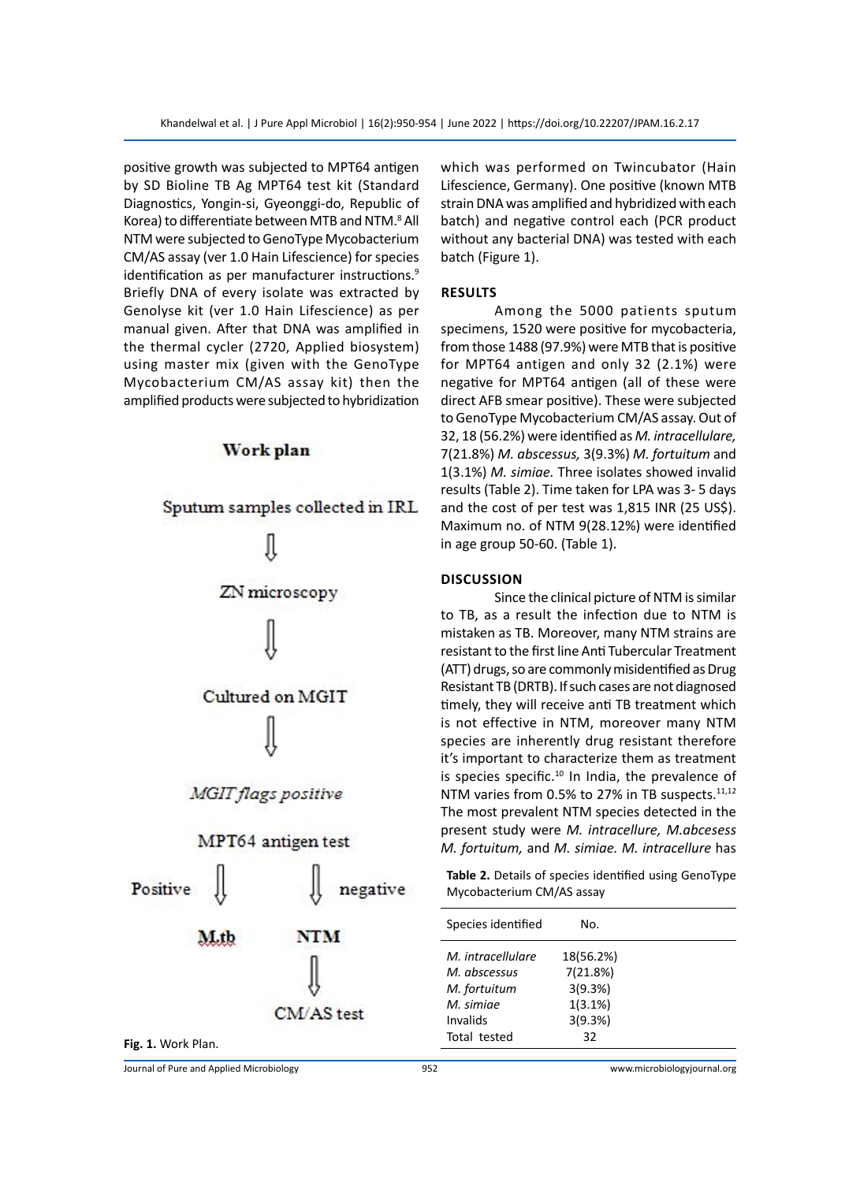positive growth was subjected to MPT64 antigen by SD Bioline TB Ag MPT64 test kit (Standard Diagnostics, Yongin-si, Gyeonggi-do, Republic of Korea) to differentiate between MTB and NTM.[8] All NTM were subjected to GenoType Mycobacterium CM/AS assay (ver 1.0 Hain Lifescience) for species identification as per manufacturer instructions.[9] Briefly DNA of every isolate was extracted by Genolyse kit (ver 1.0 Hain Lifescience) as per manual given. After that DNA was amplified in the thermal cycler (2720, Applied biosystem) using master mix (given with the GenoType Mycobacterium CM/AS assay kit) then the amplified products were subjected to hybridization which was performed on Twincubator (Hain Lifescience, Germany). One positive (known MTB strain DNA was amplified and hybridized with each batch) and negative control each (PCR product without any bacterial DNA) was tested with each batch (Figure 1).

Work plan

Sputum samples collected in IRL

↓

ZN microscopy

↓

Cultured on MGIT

↓

*MGIT flags positive*

MPT64 antigen test

Positive ↓ — ↓ negative

M.tb — NTM

↓

CM/AS test

**Fig. 1.** Work Plan.

## RESULTS

Among the 5000 patients sputum specimens, 1520 were positive for mycobacteria, from those 1488 (97.9%) were MTB that is positive for MPT64 antigen and only 32 (2.1%) were negative for MPT64 antigen (all of these were direct AFB smear positive). These were subjected to GenoType Mycobacterium CM/AS assay. Out of 32, 18 (56.2%) were identified as *M. intracellulare,* 7(21.8%) *M. abscessus,* 3(9.3%) *M. fortuitum* and 1(3.1%) *M. simiae.* Three isolates showed invalid results (Table 2). Time taken for LPA was 3- 5 days and the cost of per test was 1,815 INR (25 US$). Maximum no. of NTM 9(28.12%) were identified in age group 50-60. (Table 1).

## DISCUSSION

Since the clinical picture of NTM is similar to TB, as a result the infection due to NTM is mistaken as TB. Moreover, many NTM strains are resistant to the first line Anti Tubercular Treatment (ATT) drugs, so are commonly misidentified as Drug Resistant TB (DRTB). If such cases are not diagnosed timely, they will receive anti TB treatment which is not effective in NTM, moreover many NTM species are inherently drug resistant therefore it's important to characterize them as treatment is species specific.[10] In India, the prevalence of NTM varies from 0.5% to 27% in TB suspects.[11,12] The most prevalent NTM species detected in the present study were *M. intracellure, M.abcesess M. fortuitum,* and *M. simiae. M. intracellure* has

**Table 2.** Details of species identified using GenoType Mycobacterium CM/AS assay

| Species identified | No. |
|---|---|
| *M. intracellulare* | 18(56.2%) |
| *M. abscessus* | 7(21.8%) |
| *M. fortuitum* | 3(9.3%) |
| *M. simiae* | 1(3.1%) |
| Invalids | 3(9.3%) |
| Total tested | 32 |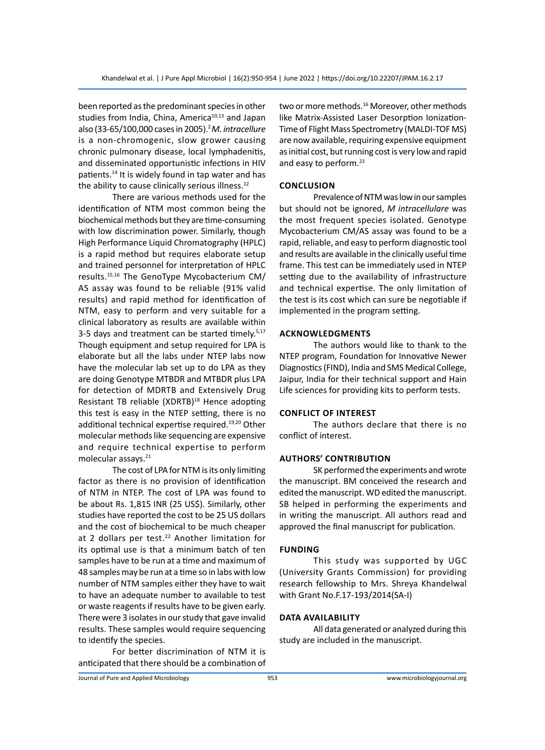been reported as the predominant species in other studies from India, China, America[10,13] and Japan also (33-65/100,000 cases in 2005).[2] *M. intracellure* is a non-chromogenic, slow grower causing chronic pulmonary disease, local lymphadenitis, and disseminated opportunistic infections in HIV patients.[14] It is widely found in tap water and has the ability to cause clinically serious illness.[12]

There are various methods used for the identification of NTM most common being the biochemical methods but they are time-consuming with low discrimination power. Similarly, though High Performance Liquid Chromatography (HPLC) is a rapid method but requires elaborate setup and trained personnel for interpretation of HPLC results.[15,16] The GenoType Mycobacterium CM/AS assay was found to be reliable (91% valid results) and rapid method for identification of NTM, easy to perform and very suitable for a clinical laboratory as results are available within 3-5 days and treatment can be started timely.[5,17] Though equipment and setup required for LPA is elaborate but all the labs under NTEP labs now have the molecular lab set up to do LPA as they are doing Genotype MTBDR and MTBDR plus LPA for detection of MDRTB and Extensively Drug Resistant TB reliable (XDRTB)[18] Hence adopting this test is easy in the NTEP setting, there is no additional technical expertise required.[19,20] Other molecular methods like sequencing are expensive and require technical expertise to perform molecular assays.[21]

The cost of LPA for NTM is its only limiting factor as there is no provision of identification of NTM in NTEP. The cost of LPA was found to be about Rs. 1,815 INR (25 US$). Similarly, other studies have reported the cost to be 25 US dollars and the cost of biochemical to be much cheaper at 2 dollars per test.[22] Another limitation for its optimal use is that a minimum batch of ten samples have to be run at a time and maximum of 48 samples may be run at a time so in labs with low number of NTM samples either they have to wait to have an adequate number to available to test or waste reagents if results have to be given early. There were 3 isolates in our study that gave invalid results. These samples would require sequencing to identify the species.

For better discrimination of NTM it is anticipated that there should be a combination of two or more methods.[16] Moreover, other methods like Matrix-Assisted Laser Desorption Ionization-Time of Flight Mass Spectrometry (MALDI-TOF MS) are now available, requiring expensive equipment as initial cost, but running cost is very low and rapid and easy to perform.[23]

## CONCLUSION

Prevalence of NTM was low in our samples but should not be ignored, *M intracellulare* was the most frequent species isolated. Genotype Mycobacterium CM/AS assay was found to be a rapid, reliable, and easy to perform diagnostic tool and results are available in the clinically useful time frame. This test can be immediately used in NTEP setting due to the availability of infrastructure and technical expertise. The only limitation of the test is its cost which can sure be negotiable if implemented in the program setting.

## ACKNOWLEDGMENTS

The authors would like to thank to the NTEP program, Foundation for Innovative Newer Diagnostics (FIND), India and SMS Medical College, Jaipur, India for their technical support and Hain Life sciences for providing kits to perform tests.

## CONFLICT OF INTEREST

The authors declare that there is no conflict of interest.

## AUTHORS' CONTRIBUTION

SK performed the experiments and wrote the manuscript. BM conceived the research and edited the manuscript. WD edited the manuscript. SB helped in performing the experiments and in writing the manuscript. All authors read and approved the final manuscript for publication.

## FUNDING

This study was supported by UGC (University Grants Commission) for providing research fellowship to Mrs. Shreya Khandelwal with Grant No.F.17-193/2014(SA-I)

## DATA AVAILABILITY

All data generated or analyzed during this study are included in the manuscript.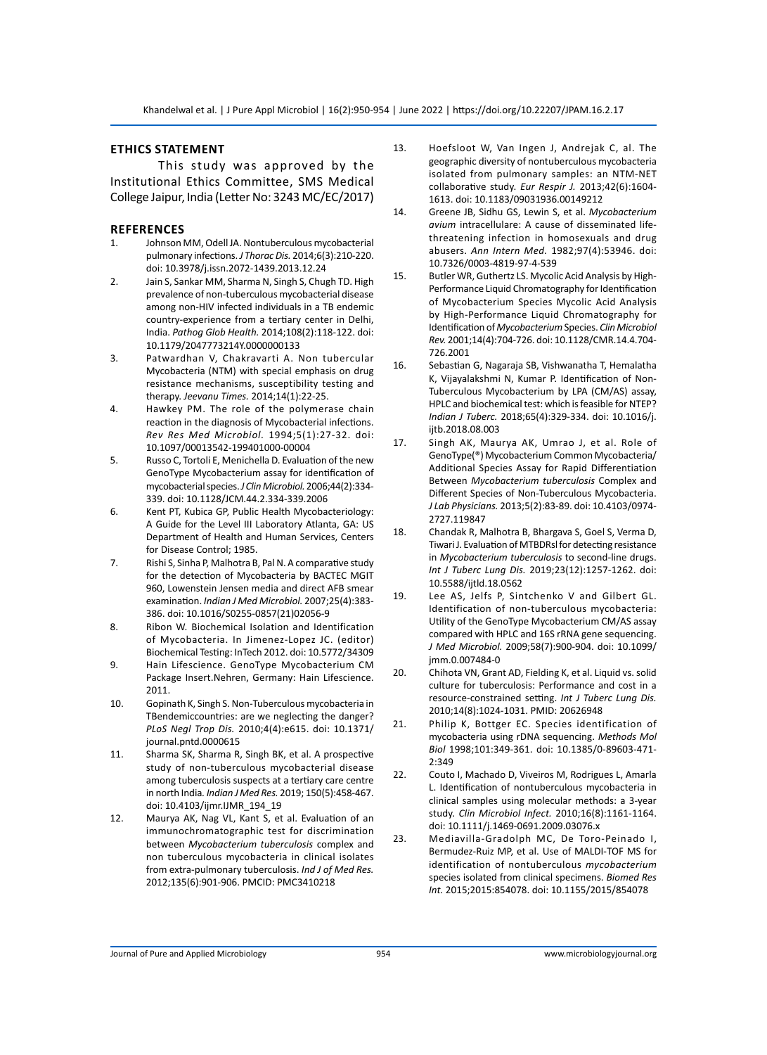## ETHICS STATEMENT

This study was approved by the Institutional Ethics Committee, SMS Medical College Jaipur, India (Letter No: 3243 MC/EC/2017)

## REFERENCES

1. Johnson MM, Odell JA. Nontuberculous mycobacterial pulmonary infections. *J Thorac Dis.* 2014;6(3):210-220. doi: 10.3978/j.issn.2072-1439.2013.12.24
2. Jain S, Sankar MM, Sharma N, Singh S, Chugh TD. High prevalence of non-tuberculous mycobacterial disease among non-HIV infected individuals in a TB endemic country-experience from a tertiary center in Delhi, India. *Pathog Glob Health.* 2014;108(2):118-122. doi: 10.1179/2047773214Y.0000000133
3. Patwardhan V, Chakravarti A. Non tubercular Mycobacteria (NTM) with special emphasis on drug resistance mechanisms, susceptibility testing and therapy. *Jeevanu Times.* 2014;14(1):22-25.
4. Hawkey PM. The role of the polymerase chain reaction in the diagnosis of Mycobacterial infections. *Rev Res Med Microbiol.* 1994;5(1):27-32. doi: 10.1097/00013542-199401000-00004
5. Russo C, Tortoli E, Menichella D. Evaluation of the new GenoType Mycobacterium assay for identification of mycobacterial species. *J Clin Microbiol.* 2006;44(2):334-339. doi: 10.1128/JCM.44.2.334-339.2006
6. Kent PT, Kubica GP, Public Health Mycobacteriology: A Guide for the Level III Laboratory Atlanta, GA: US Department of Health and Human Services, Centers for Disease Control; 1985.
7. Rishi S, Sinha P, Malhotra B, Pal N. A comparative study for the detection of Mycobacteria by BACTEC MGIT 960, Lowenstein Jensen media and direct AFB smear examination. *Indian J Med Microbiol.* 2007;25(4):383-386. doi: 10.1016/S0255-0857(21)02056-9
8. Ribon W. Biochemical Isolation and Identification of Mycobacteria. In Jimenez-Lopez JC. (editor) Biochemical Testing: InTech 2012. doi: 10.5772/34309
9. Hain Lifescience. GenoType Mycobacterium CM Package Insert.Nehren, Germany: Hain Lifescience. 2011.
10. Gopinath K, Singh S. Non-Tuberculous mycobacteria in TBendemiccountries: are we neglecting the danger? *PLoS Negl Trop Dis.* 2010;4(4):e615. doi: 10.1371/journal.pntd.0000615
11. Sharma SK, Sharma R, Singh BK, et al. A prospective study of non-tuberculous mycobacterial disease among tuberculosis suspects at a tertiary care centre in north India. *Indian J Med Res.* 2019; 150(5):458-467. doi: 10.4103/ijmr.IJMR_194_19
12. Maurya AK, Nag VL, Kant S, et al. Evaluation of an immunochromatographic test for discrimination between *Mycobacterium tuberculosis* complex and non tuberculous mycobacteria in clinical isolates from extra-pulmonary tuberculosis. *Ind J of Med Res.* 2012;135(6):901-906. PMCID: PMC3410218
13. Hoefsloot W, Van Ingen J, Andrejak C, al. The geographic diversity of nontuberculous mycobacteria isolated from pulmonary samples: an NTM-NET collaborative study. *Eur Respir J.* 2013;42(6):1604-1613. doi: 10.1183/09031936.00149212
14. Greene JB, Sidhu GS, Lewin S, et al. *Mycobacterium avium* intracellulare: A cause of disseminated life-threatening infection in homosexuals and drug abusers. *Ann Intern Med.* 1982;97(4):53946. doi: 10.7326/0003-4819-97-4-539
15. Butler WR, Guthertz LS. Mycolic Acid Analysis by High-Performance Liquid Chromatography for Identification of Mycobacterium Species Mycolic Acid Analysis by High-Performance Liquid Chromatography for Identification of *Mycobacterium* Species. *Clin Microbiol Rev.* 2001;14(4):704-726. doi: 10.1128/CMR.14.4.704-726.2001
16. Sebastian G, Nagaraja SB, Vishwanatha T, Hemalatha K, Vijayalakshmi N, Kumar P. Identification of Non-Tuberculous Mycobacterium by LPA (CM/AS) assay, HPLC and biochemical test: which is feasible for NTEP? *Indian J Tuberc.* 2018;65(4):329-334. doi: 10.1016/j.ijtb.2018.08.003
17. Singh AK, Maurya AK, Umrao J, et al. Role of GenoType(®) Mycobacterium Common Mycobacteria/Additional Species Assay for Rapid Differentiation Between *Mycobacterium tuberculosis* Complex and Different Species of Non-Tuberculous Mycobacteria. *J Lab Physicians.* 2013;5(2):83-89. doi: 10.4103/0974-2727.119847
18. Chandak R, Malhotra B, Bhargava S, Goel S, Verma D, Tiwari J. Evaluation of MTBDRsl for detecting resistance in *Mycobacterium tuberculosis* to second-line drugs. *Int J Tuberc Lung Dis.* 2019;23(12):1257-1262. doi: 10.5588/ijtld.18.0562
19. Lee AS, Jelfs P, Sintchenko V and Gilbert GL. Identification of non-tuberculous mycobacteria: Utility of the GenoType Mycobacterium CM/AS assay compared with HPLC and 16S rRNA gene sequencing. *J Med Microbiol.* 2009;58(7):900-904. doi: 10.1099/jmm.0.007484-0
20. Chihota VN, Grant AD, Fielding K, et al. Liquid vs. solid culture for tuberculosis: Performance and cost in a resource-constrained setting. *Int J Tuberc Lung Dis.* 2010;14(8):1024-1031. PMID: 20626948
21. Philip K, Bottger EC. Species identification of mycobacteria using rDNA sequencing. *Methods Mol Biol* 1998;101:349-361. doi: 10.1385/0-89603-471-2:349
22. Couto I, Machado D, Viveiros M, Rodrigues L, Amarla L. Identification of nontuberculous mycobacteria in clinical samples using molecular methods: a 3-year study. *Clin Microbiol Infect.* 2010;16(8):1161-1164. doi: 10.1111/j.1469-0691.2009.03076.x
23. Mediavilla-Gradolph MC, De Toro-Peinado I, Bermudez-Ruiz MP, et al. Use of MALDI-TOF MS for identification of nontuberculous *mycobacterium* species isolated from clinical specimens. *Biomed Res Int.* 2015;2015:854078. doi: 10.1155/2015/854078